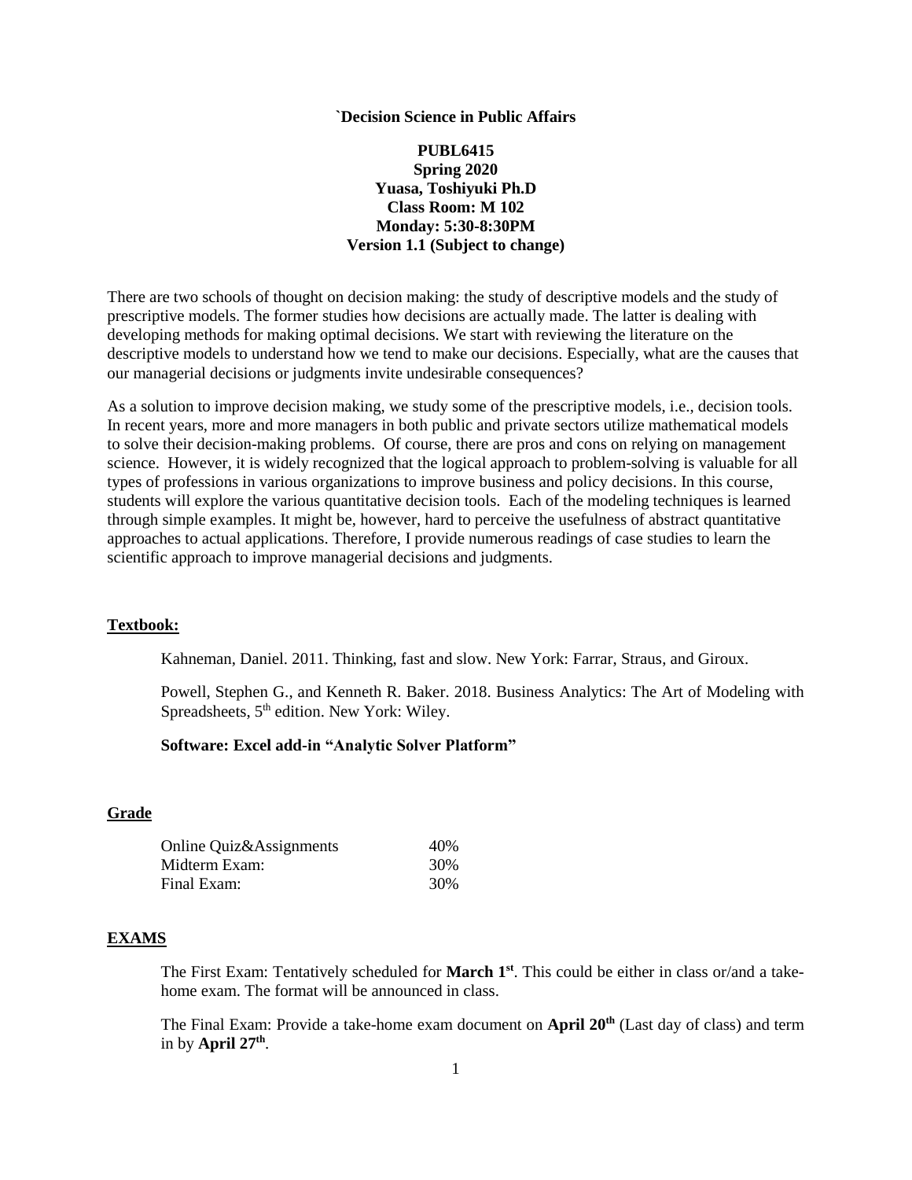# `Decision Science in Public Affairs

**PUBL6415**
**Spring 2020**
**Yuasa, Toshiyuki Ph.D**
**Class Room: M 102**
**Monday: 5:30-8:30PM**
**Version 1.1 (Subject to change)**

There are two schools of thought on decision making: the study of descriptive models and the study of prescriptive models. The former studies how decisions are actually made. The latter is dealing with developing methods for making optimal decisions. We start with reviewing the literature on the descriptive models to understand how we tend to make our decisions. Especially, what are the causes that our managerial decisions or judgments invite undesirable consequences?

As a solution to improve decision making, we study some of the prescriptive models, i.e., decision tools. In recent years, more and more managers in both public and private sectors utilize mathematical models to solve their decision-making problems. Of course, there are pros and cons on relying on management science. However, it is widely recognized that the logical approach to problem-solving is valuable for all types of professions in various organizations to improve business and policy decisions. In this course, students will explore the various quantitative decision tools. Each of the modeling techniques is learned through simple examples. It might be, however, hard to perceive the usefulness of abstract quantitative approaches to actual applications. Therefore, I provide numerous readings of case studies to learn the scientific approach to improve managerial decisions and judgments.

## Textbook:

Kahneman, Daniel. 2011. Thinking, fast and slow. New York: Farrar, Straus, and Giroux.

Powell, Stephen G., and Kenneth R. Baker. 2018. Business Analytics: The Art of Modeling with Spreadsheets, 5th edition. New York: Wiley.

**Software: Excel add-in "Analytic Solver Platform"**

## Grade

| | |
|---|---|
| Online Quiz&Assignments | 40% |
| Midterm Exam: | 30% |
| Final Exam: | 30% |

## EXAMS

The First Exam: Tentatively scheduled for **March 1st**. This could be either in class or/and a take-home exam. The format will be announced in class.

The Final Exam: Provide a take-home exam document on **April 20th** (Last day of class) and term in by **April 27th**.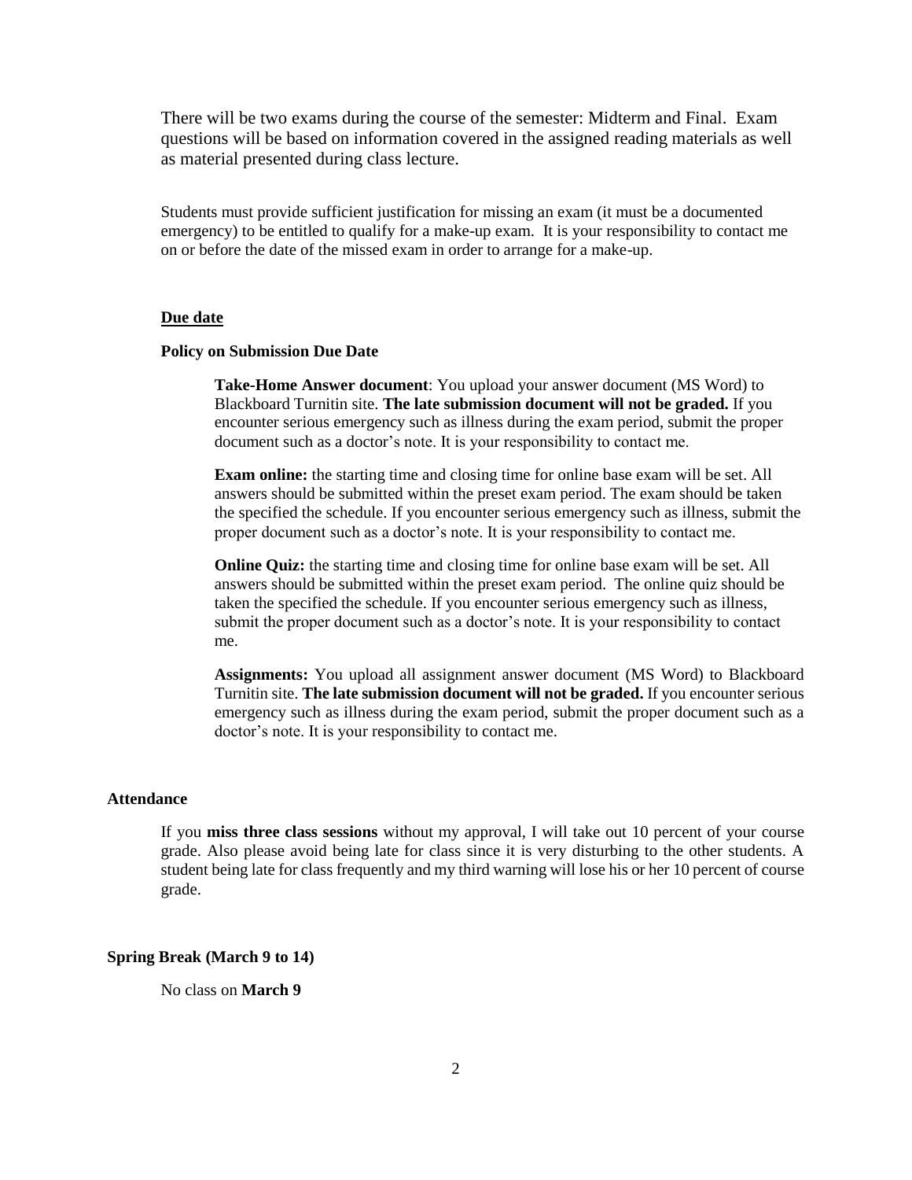There will be two exams during the course of the semester: Midterm and Final. Exam questions will be based on information covered in the assigned reading materials as well as material presented during class lecture.

Students must provide sufficient justification for missing an exam (it must be a documented emergency) to be entitled to qualify for a make-up exam. It is your responsibility to contact me on or before the date of the missed exam in order to arrange for a make-up.

**Due date**

**Policy on Submission Due Date**

**Take-Home Answer document**: You upload your answer document (MS Word) to Blackboard Turnitin site. **The late submission document will not be graded.** If you encounter serious emergency such as illness during the exam period, submit the proper document such as a doctor's note. It is your responsibility to contact me.

**Exam online:** the starting time and closing time for online base exam will be set. All answers should be submitted within the preset exam period. The exam should be taken the specified the schedule. If you encounter serious emergency such as illness, submit the proper document such as a doctor's note. It is your responsibility to contact me.

**Online Quiz:** the starting time and closing time for online base exam will be set. All answers should be submitted within the preset exam period. The online quiz should be taken the specified the schedule. If you encounter serious emergency such as illness, submit the proper document such as a doctor's note. It is your responsibility to contact me.

**Assignments:** You upload all assignment answer document (MS Word) to Blackboard Turnitin site. **The late submission document will not be graded.** If you encounter serious emergency such as illness during the exam period, submit the proper document such as a doctor's note. It is your responsibility to contact me.

**Attendance**

If you **miss three class sessions** without my approval, I will take out 10 percent of your course grade. Also please avoid being late for class since it is very disturbing to the other students. A student being late for class frequently and my third warning will lose his or her 10 percent of course grade.

**Spring Break (March 9 to 14)**

No class on **March 9**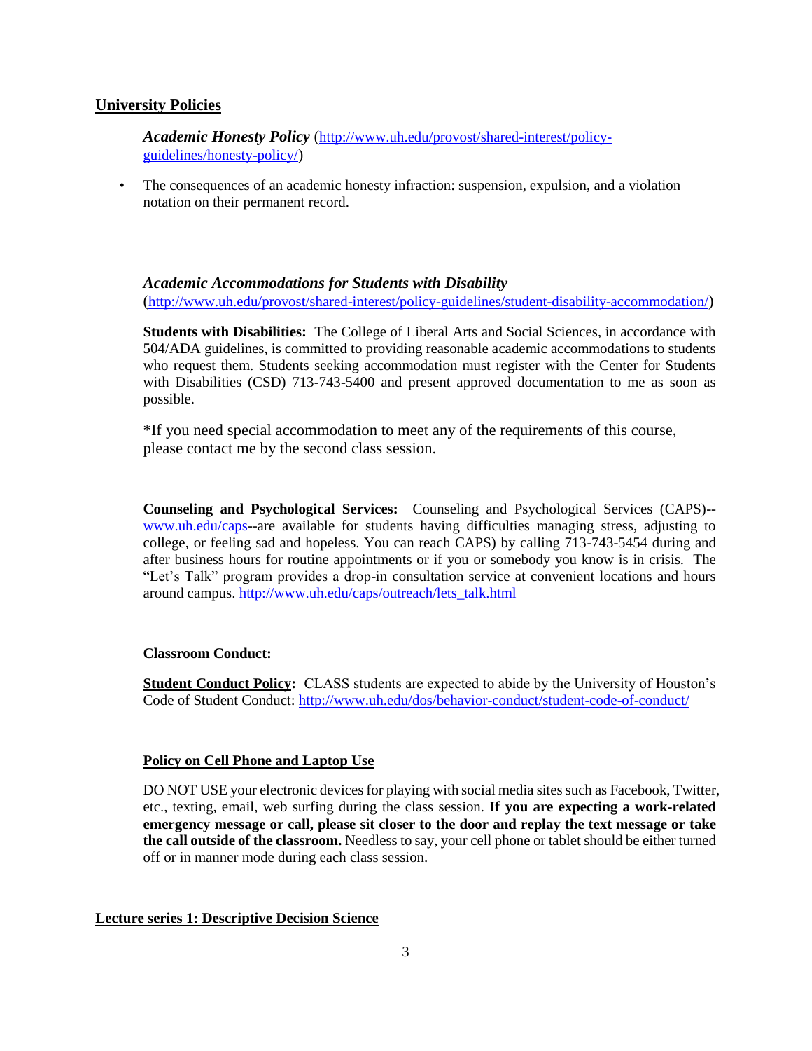## University Policies

***Academic Honesty Policy*** (http://www.uh.edu/provost/shared-interest/policy-guidelines/honesty-policy/)

- The consequences of an academic honesty infraction: suspension, expulsion, and a violation notation on their permanent record.

***Academic Accommodations for Students with Disability***
(http://www.uh.edu/provost/shared-interest/policy-guidelines/student-disability-accommodation/)

**Students with Disabilities:** The College of Liberal Arts and Social Sciences, in accordance with 504/ADA guidelines, is committed to providing reasonable academic accommodations to students who request them. Students seeking accommodation must register with the Center for Students with Disabilities (CSD) 713-743-5400 and present approved documentation to me as soon as possible.

*If you need special accommodation to meet any of the requirements of this course, please contact me by the second class session.

**Counseling and Psychological Services:** Counseling and Psychological Services (CAPS)--www.uh.edu/caps--are available for students having difficulties managing stress, adjusting to college, or feeling sad and hopeless. You can reach CAPS) by calling 713-743-5454 during and after business hours for routine appointments or if you or somebody you know is in crisis. The "Let's Talk" program provides a drop-in consultation service at convenient locations and hours around campus. http://www.uh.edu/caps/outreach/lets_talk.html

**Classroom Conduct:**

**Student Conduct Policy:** CLASS students are expected to abide by the University of Houston's Code of Student Conduct: http://www.uh.edu/dos/behavior-conduct/student-code-of-conduct/

**Policy on Cell Phone and Laptop Use**

DO NOT USE your electronic devices for playing with social media sites such as Facebook, Twitter, etc., texting, email, web surfing during the class session. **If you are expecting a work-related emergency message or call, please sit closer to the door and replay the text message or take the call outside of the classroom.** Needless to say, your cell phone or tablet should be either turned off or in manner mode during each class session.

## Lecture series 1: Descriptive Decision Science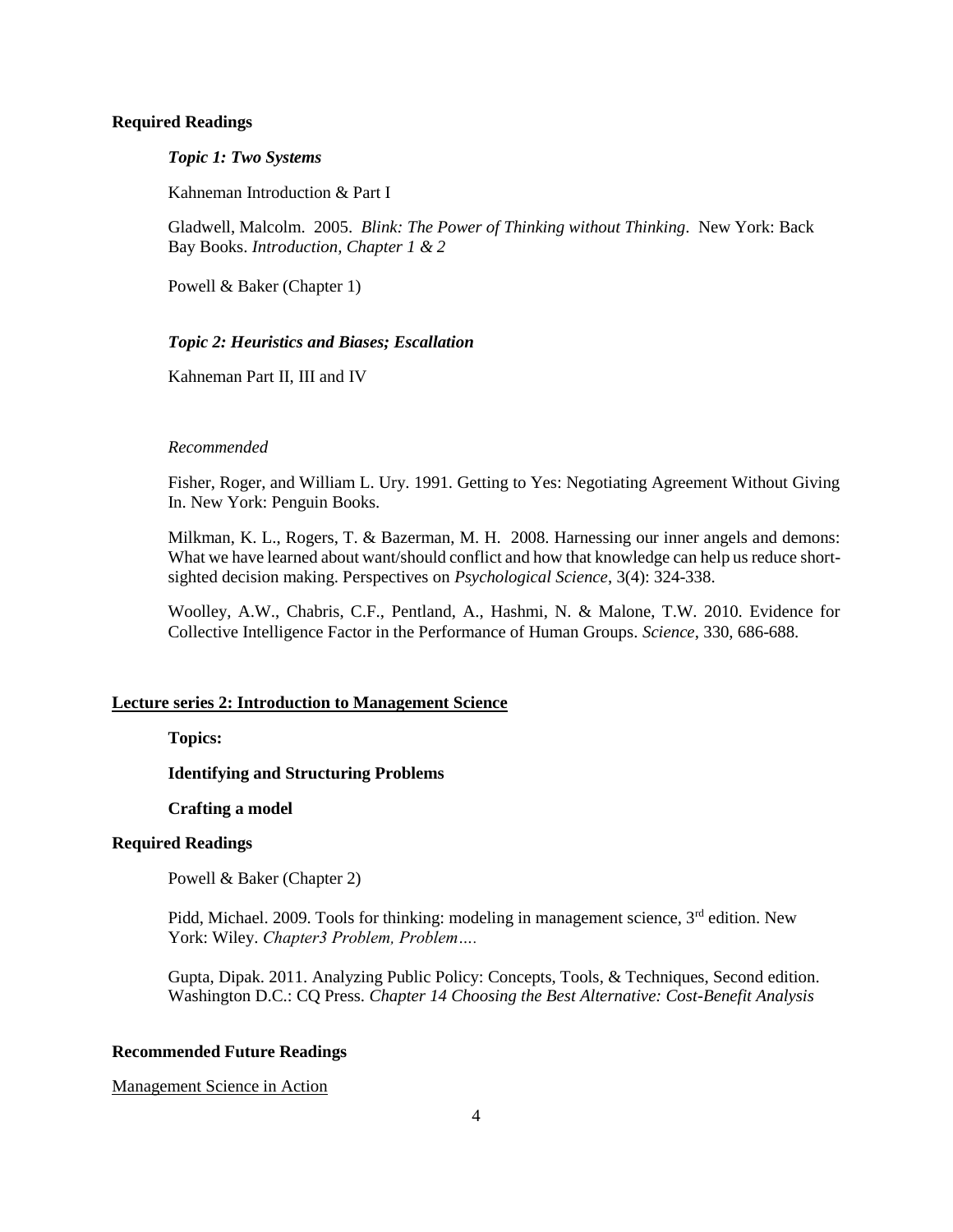**Required Readings**

***Topic 1: Two Systems***

Kahneman Introduction & Part I

Gladwell, Malcolm. 2005. *Blink: The Power of Thinking without Thinking*. New York: Back Bay Books. *Introduction, Chapter 1 & 2*

Powell & Baker (Chapter 1)

***Topic 2: Heuristics and Biases; Escallation***

Kahneman Part II, III and IV

*Recommended*

Fisher, Roger, and William L. Ury. 1991. Getting to Yes: Negotiating Agreement Without Giving In. New York: Penguin Books.

Milkman, K. L., Rogers, T. & Bazerman, M. H. 2008. Harnessing our inner angels and demons: What we have learned about want/should conflict and how that knowledge can help us reduce short-sighted decision making. Perspectives on *Psychological Science*, 3(4): 324-338.

Woolley, A.W., Chabris, C.F., Pentland, A., Hashmi, N. & Malone, T.W. 2010. Evidence for Collective Intelligence Factor in the Performance of Human Groups. *Science*, 330, 686-688.

## Lecture series 2: Introduction to Management Science

**Topics:**

**Identifying and Structuring Problems**

**Crafting a model**

**Required Readings**

Powell & Baker (Chapter 2)

Pidd, Michael. 2009. Tools for thinking: modeling in management science, 3rd edition. New York: Wiley. *Chapter3 Problem, Problem….*

Gupta, Dipak. 2011. Analyzing Public Policy: Concepts, Tools, & Techniques, Second edition. Washington D.C.: CQ Press. *Chapter 14 Choosing the Best Alternative: Cost-Benefit Analysis*

**Recommended Future Readings**

Management Science in Action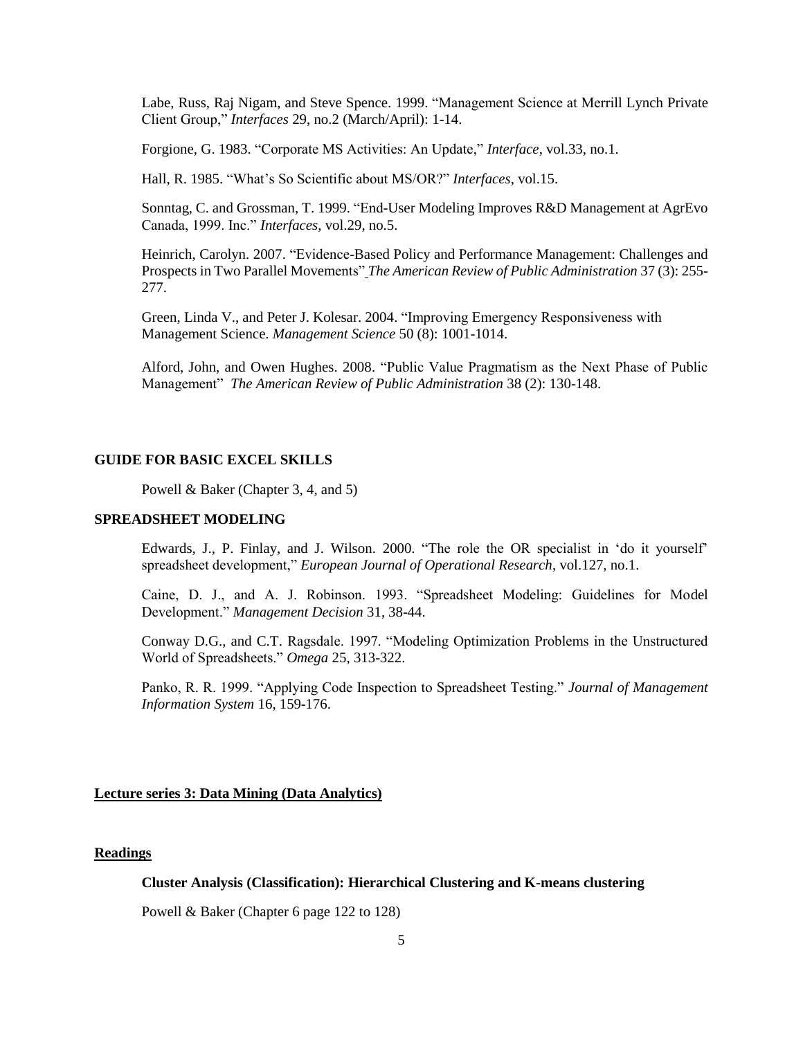Labe, Russ, Raj Nigam, and Steve Spence. 1999. "Management Science at Merrill Lynch Private Client Group," *Interfaces* 29, no.2 (March/April): 1-14.

Forgione, G. 1983. "Corporate MS Activities: An Update," *Interface*, vol.33, no.1.

Hall, R. 1985. "What's So Scientific about MS/OR?" *Interfaces*, vol.15.

Sonntag, C. and Grossman, T. 1999. "End-User Modeling Improves R&D Management at AgrEvo Canada, 1999. Inc." *Interfaces*, vol.29, no.5.

Heinrich, Carolyn. 2007. "Evidence-Based Policy and Performance Management: Challenges and Prospects in Two Parallel Movements" *The American Review of Public Administration* 37 (3): 255-277.

Green, Linda V., and Peter J. Kolesar. 2004. "Improving Emergency Responsiveness with Management Science. *Management Science* 50 (8): 1001-1014.

Alford, John, and Owen Hughes. 2008. "Public Value Pragmatism as the Next Phase of Public Management" *The American Review of Public Administration* 38 (2): 130-148.

**GUIDE FOR BASIC EXCEL SKILLS**

Powell & Baker (Chapter 3, 4, and 5)

**SPREADSHEET MODELING**

Edwards, J., P. Finlay, and J. Wilson. 2000. "The role the OR specialist in 'do it yourself' spreadsheet development," *European Journal of Operational Research*, vol.127, no.1.

Caine, D. J., and A. J. Robinson. 1993. "Spreadsheet Modeling: Guidelines for Model Development." *Management Decision* 31, 38-44.

Conway D.G., and C.T. Ragsdale. 1997. "Modeling Optimization Problems in the Unstructured World of Spreadsheets." *Omega* 25, 313-322.

Panko, R. R. 1999. "Applying Code Inspection to Spreadsheet Testing." *Journal of Management Information System* 16, 159-176.

## Lecture series 3: Data Mining (Data Analytics)

### Readings

**Cluster Analysis (Classification): Hierarchical Clustering and K-means clustering**

Powell & Baker (Chapter 6 page 122 to 128)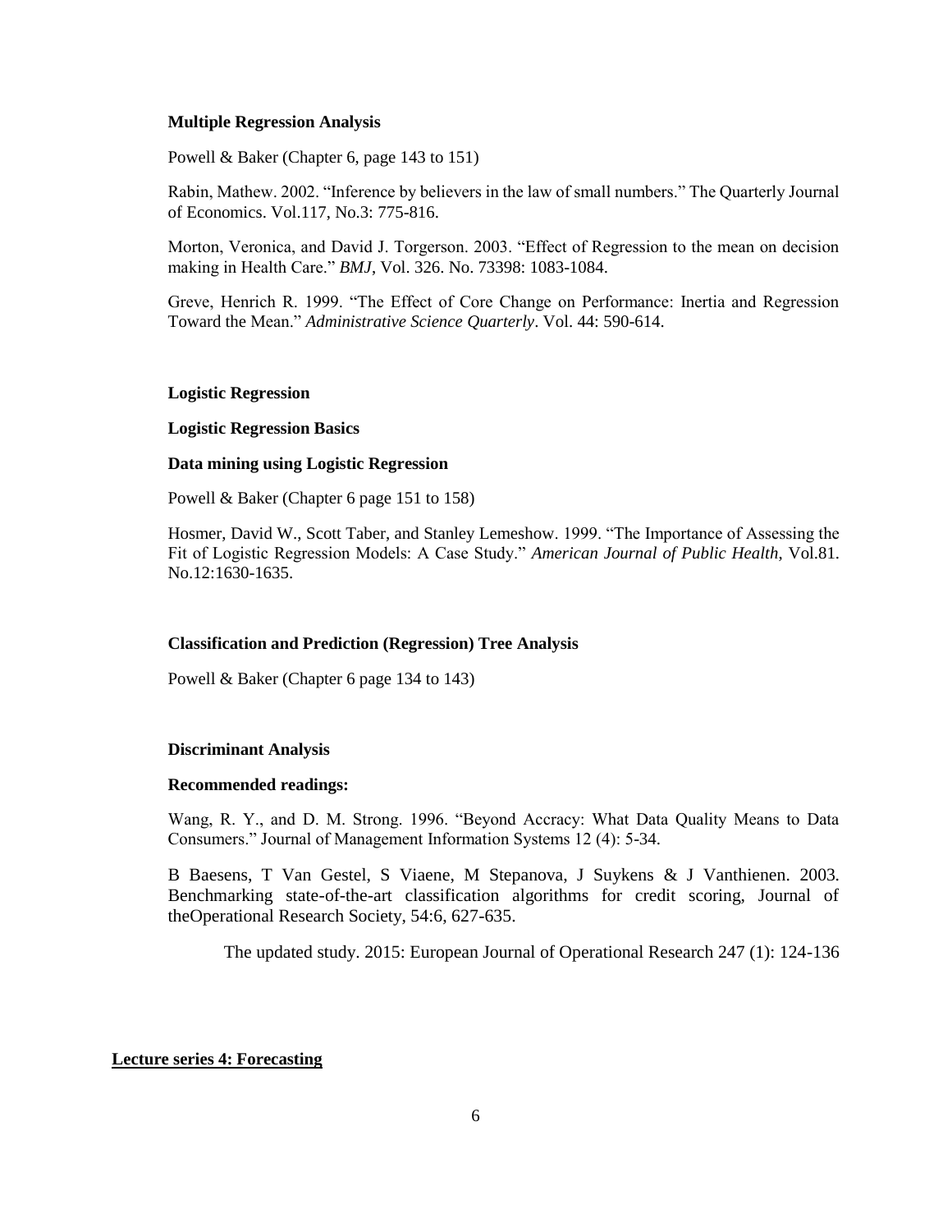**Multiple Regression Analysis**

Powell & Baker (Chapter 6, page 143 to 151)

Rabin, Mathew. 2002. "Inference by believers in the law of small numbers." The Quarterly Journal of Economics. Vol.117, No.3: 775-816.

Morton, Veronica, and David J. Torgerson. 2003. "Effect of Regression to the mean on decision making in Health Care." *BMJ*, Vol. 326. No. 73398: 1083-1084.

Greve, Henrich R. 1999. "The Effect of Core Change on Performance: Inertia and Regression Toward the Mean." *Administrative Science Quarterly*. Vol. 44: 590-614.

**Logistic Regression**

**Logistic Regression Basics**

**Data mining using Logistic Regression**

Powell & Baker (Chapter 6 page 151 to 158)

Hosmer, David W., Scott Taber, and Stanley Lemeshow. 1999. "The Importance of Assessing the Fit of Logistic Regression Models: A Case Study." *American Journal of Public Health*, Vol.81. No.12:1630-1635.

**Classification and Prediction (Regression) Tree Analysis**

Powell & Baker (Chapter 6 page 134 to 143)

**Discriminant Analysis**

**Recommended readings:**

Wang, R. Y., and D. M. Strong. 1996. "Beyond Accracy: What Data Quality Means to Data Consumers." Journal of Management Information Systems 12 (4): 5-34.

B Baesens, T Van Gestel, S Viaene, M Stepanova, J Suykens & J Vanthienen. 2003. Benchmarking state-of-the-art classification algorithms for credit scoring, Journal of theOperational Research Society, 54:6, 627-635.

The updated study. 2015: European Journal of Operational Research 247 (1): 124-136

## Lecture series 4: Forecasting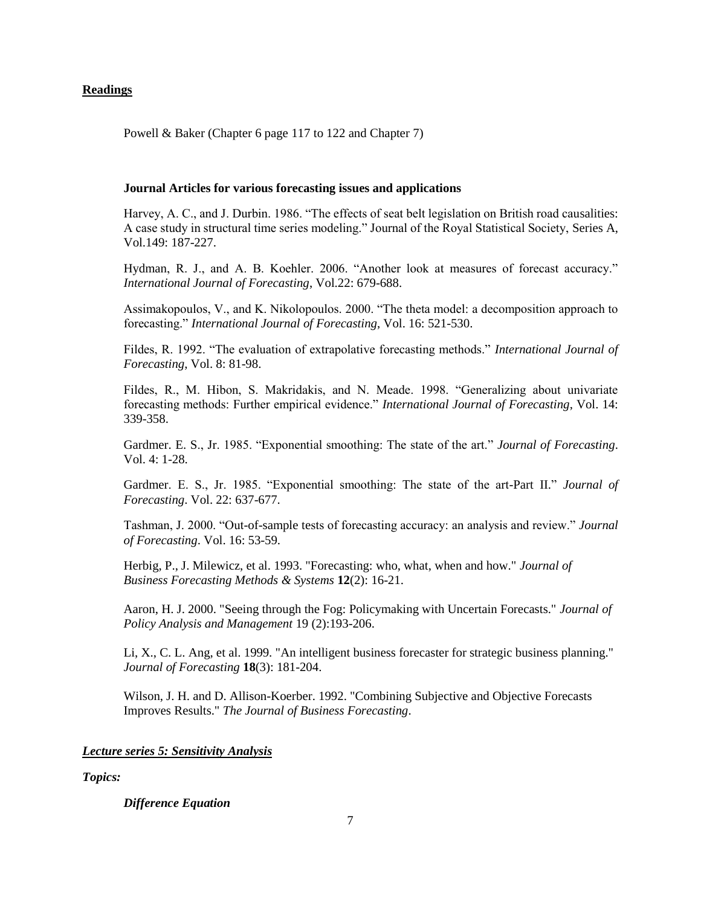**Readings**

Powell & Baker (Chapter 6 page 117 to 122 and Chapter 7)

**Journal Articles for various forecasting issues and applications**

Harvey, A. C., and J. Durbin. 1986. "The effects of seat belt legislation on British road causalities: A case study in structural time series modeling." Journal of the Royal Statistical Society, Series A, Vol.149: 187-227.

Hydman, R. J., and A. B. Koehler. 2006. "Another look at measures of forecast accuracy." *International Journal of Forecasting*, Vol.22: 679-688.

Assimakopoulos, V., and K. Nikolopoulos. 2000. "The theta model: a decomposition approach to forecasting." *International Journal of Forecasting*, Vol. 16: 521-530.

Fildes, R. 1992. "The evaluation of extrapolative forecasting methods." *International Journal of Forecasting*, Vol. 8: 81-98.

Fildes, R., M. Hibon, S. Makridakis, and N. Meade. 1998. "Generalizing about univariate forecasting methods: Further empirical evidence." *International Journal of Forecasting*, Vol. 14: 339-358.

Gardmer. E. S., Jr. 1985. "Exponential smoothing: The state of the art." *Journal of Forecasting*. Vol. 4: 1-28.

Gardmer. E. S., Jr. 1985. "Exponential smoothing: The state of the art-Part II." *Journal of Forecasting*. Vol. 22: 637-677.

Tashman, J. 2000. "Out-of-sample tests of forecasting accuracy: an analysis and review." *Journal of Forecasting*. Vol. 16: 53-59.

Herbig, P., J. Milewicz, et al. 1993. "Forecasting: who, what, when and how." *Journal of Business Forecasting Methods & Systems* **12**(2): 16-21.

Aaron, H. J. 2000. "Seeing through the Fog: Policymaking with Uncertain Forecasts." *Journal of Policy Analysis and Management* 19 (2):193-206.

Li, X., C. L. Ang, et al. 1999. "An intelligent business forecaster for strategic business planning." *Journal of Forecasting* **18**(3): 181-204.

Wilson, J. H. and D. Allison-Koerber. 1992. "Combining Subjective and Objective Forecasts Improves Results." *The Journal of Business Forecasting*.

***Lecture series 5: Sensitivity Analysis***

***Topics:***

***Difference Equation***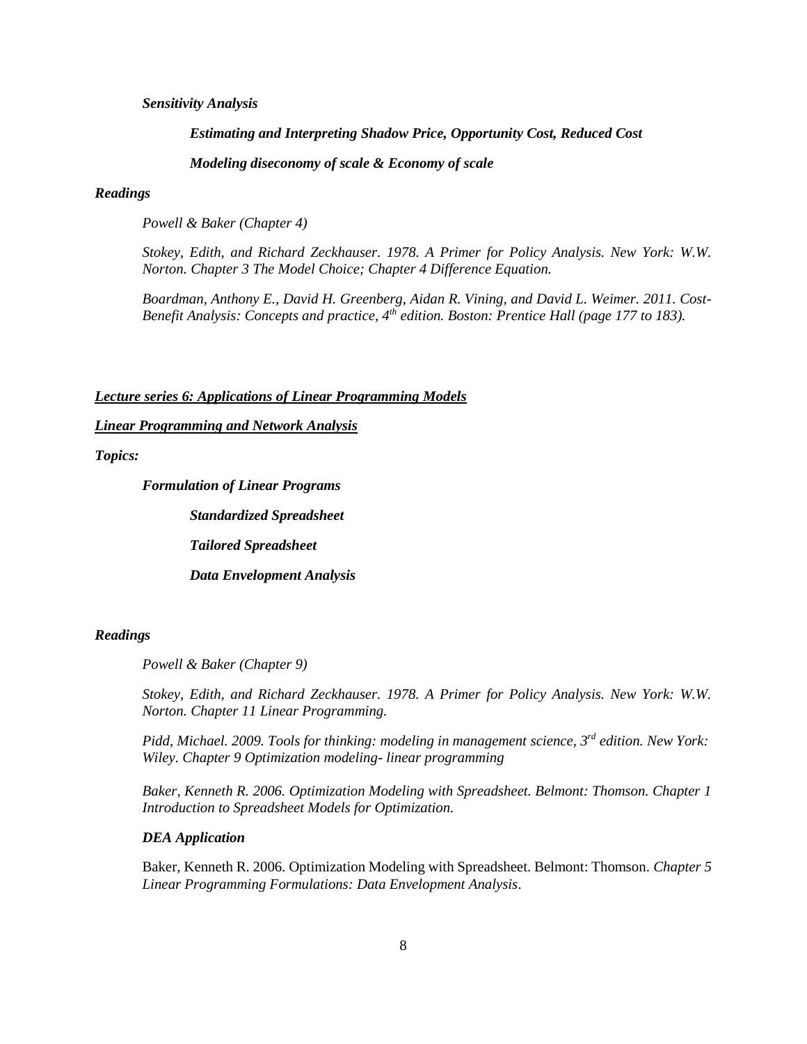***Sensitivity Analysis***

***Estimating and Interpreting Shadow Price, Opportunity Cost, Reduced Cost***

***Modeling diseconomy of scale & Economy of scale***

***Readings***

*Powell & Baker (Chapter 4)*

*Stokey, Edith, and Richard Zeckhauser. 1978. A Primer for Policy Analysis. New York: W.W. Norton. Chapter 3 The Model Choice; Chapter 4 Difference Equation.*

*Boardman, Anthony E., David H. Greenberg, Aidan R. Vining, and David L. Weimer. 2011. Cost-Benefit Analysis: Concepts and practice, 4th edition. Boston: Prentice Hall (page 177 to 183).*

## ***<u>Lecture series 6: Applications of Linear Programming Models</u>***

### ***<u>Linear Programming and Network Analysis</u>***

***Topics:***

***Formulation of Linear Programs***

- ***Standardized Spreadsheet***
- ***Tailored Spreadsheet***
- ***Data Envelopment Analysis***

***Readings***

*Powell & Baker (Chapter 9)*

*Stokey, Edith, and Richard Zeckhauser. 1978. A Primer for Policy Analysis. New York: W.W. Norton. Chapter 11 Linear Programming.*

*Pidd, Michael. 2009. Tools for thinking: modeling in management science, 3rd edition. New York: Wiley. Chapter 9 Optimization modeling- linear programming*

*Baker, Kenneth R. 2006. Optimization Modeling with Spreadsheet. Belmont: Thomson. Chapter 1 Introduction to Spreadsheet Models for Optimization.*

***DEA Application***

Baker, Kenneth R. 2006. Optimization Modeling with Spreadsheet. Belmont: Thomson. *Chapter 5 Linear Programming Formulations: Data Envelopment Analysis*.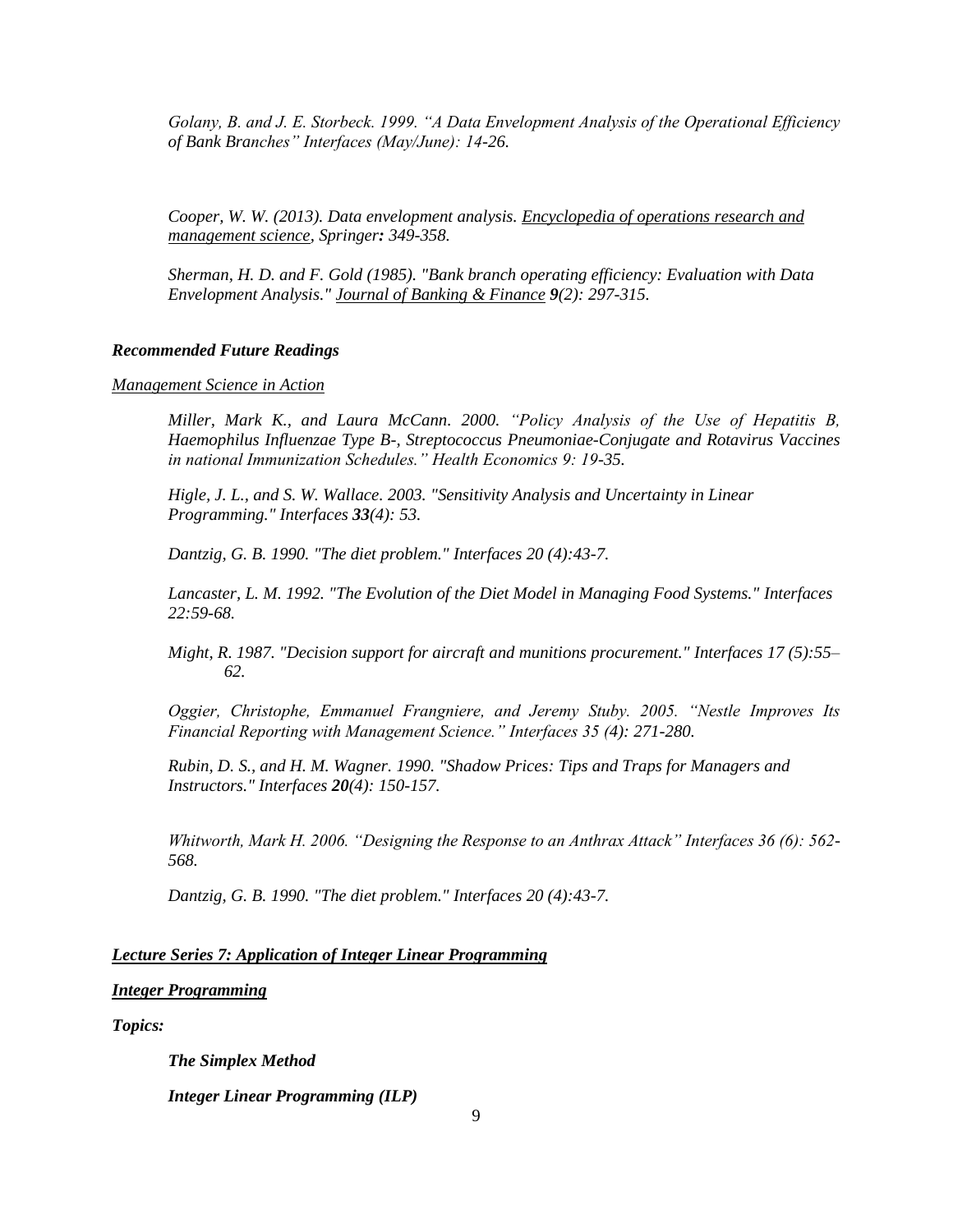*Golany, B. and J. E. Storbeck. 1999. "A Data Envelopment Analysis of the Operational Efficiency of Bank Branches" Interfaces (May/June): 14-26.*

*Cooper, W. W. (2013). Data envelopment analysis. <u>Encyclopedia of operations research and management science</u>, Springer**:** 349-358.*

*Sherman, H. D. and F. Gold (1985). "Bank branch operating efficiency: Evaluation with Data Envelopment Analysis." <u>Journal of Banking & Finance</u> **9**(2): 297-315.*

***Recommended Future Readings***

*<u>Management Science in Action</u>*

*Miller, Mark K., and Laura McCann. 2000. "Policy Analysis of the Use of Hepatitis B, Haemophilus Influenzae Type B-, Streptococcus Pneumoniae-Conjugate and Rotavirus Vaccines in national Immunization Schedules." Health Economics 9: 19-35.*

*Higle, J. L., and S. W. Wallace. 2003. "Sensitivity Analysis and Uncertainty in Linear Programming." Interfaces **33**(4): 53.*

*Dantzig, G. B. 1990. "The diet problem." Interfaces 20 (4):43-7.*

*Lancaster, L. M. 1992. "The Evolution of the Diet Model in Managing Food Systems." Interfaces 22:59-68.*

*Might, R. 1987. "Decision support for aircraft and munitions procurement." Interfaces 17 (5):55–62.*

*Oggier, Christophe, Emmanuel Frangniere, and Jeremy Stuby. 2005. "Nestle Improves Its Financial Reporting with Management Science." Interfaces 35 (4): 271-280.*

*Rubin, D. S., and H. M. Wagner. 1990. "Shadow Prices: Tips and Traps for Managers and Instructors." Interfaces **20**(4): 150-157.*

*Whitworth, Mark H. 2006. "Designing the Response to an Anthrax Attack" Interfaces 36 (6): 562-568.*

*Dantzig, G. B. 1990. "The diet problem." Interfaces 20 (4):43-7.*

***<u>Lecture Series 7: Application of Integer Linear Programming</u>***

***<u>Integer Programming</u>***

***Topics:***

***The Simplex Method***

***Integer Linear Programming (ILP)***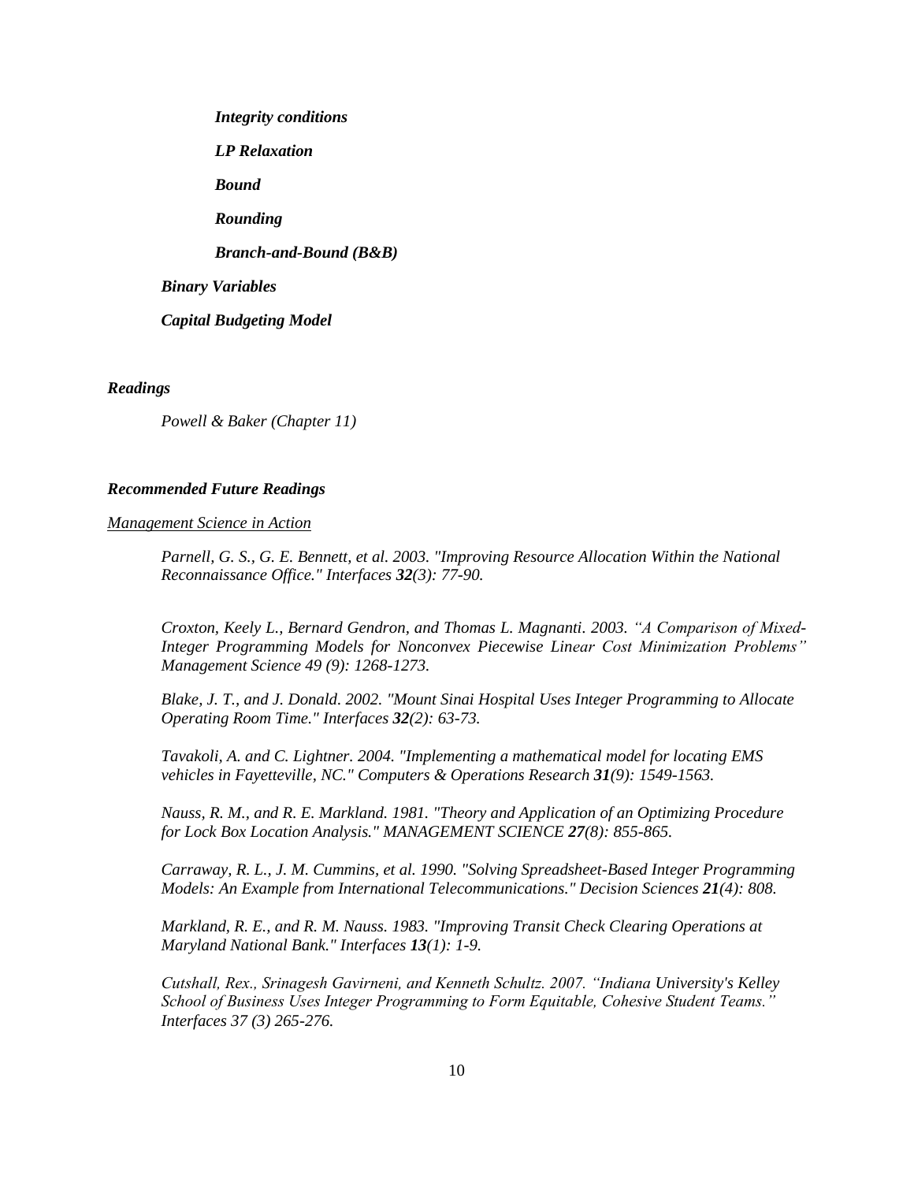- ***Integrity conditions***
- ***LP Relaxation***
- ***Bound***
- ***Rounding***
- ***Branch-and-Bound (B&B)***

***Binary Variables***

***Capital Budgeting Model***

***Readings***

*Powell & Baker (Chapter 11)*

***Recommended Future Readings***

*Management Science in Action*

*Parnell, G. S., G. E. Bennett, et al. 2003. "Improving Resource Allocation Within the National Reconnaissance Office." Interfaces **32**(3): 77-90.*

*Croxton, Keely L., Bernard Gendron, and Thomas L. Magnanti. 2003. "A Comparison of Mixed-Integer Programming Models for Nonconvex Piecewise Linear Cost Minimization Problems" Management Science 49 (9): 1268-1273.*

*Blake, J. T., and J. Donald. 2002. "Mount Sinai Hospital Uses Integer Programming to Allocate Operating Room Time." Interfaces **32**(2): 63-73.*

*Tavakoli, A. and C. Lightner. 2004. "Implementing a mathematical model for locating EMS vehicles in Fayetteville, NC." Computers & Operations Research **31**(9): 1549-1563.*

*Nauss, R. M., and R. E. Markland. 1981. "Theory and Application of an Optimizing Procedure for Lock Box Location Analysis." MANAGEMENT SCIENCE **27**(8): 855-865.*

*Carraway, R. L., J. M. Cummins, et al. 1990. "Solving Spreadsheet-Based Integer Programming Models: An Example from International Telecommunications." Decision Sciences **21**(4): 808.*

*Markland, R. E., and R. M. Nauss. 1983. "Improving Transit Check Clearing Operations at Maryland National Bank." Interfaces **13**(1): 1-9.*

*Cutshall, Rex., Srinagesh Gavirneni, and Kenneth Schultz. 2007. "Indiana University's Kelley School of Business Uses Integer Programming to Form Equitable, Cohesive Student Teams." Interfaces 37 (3) 265-276.*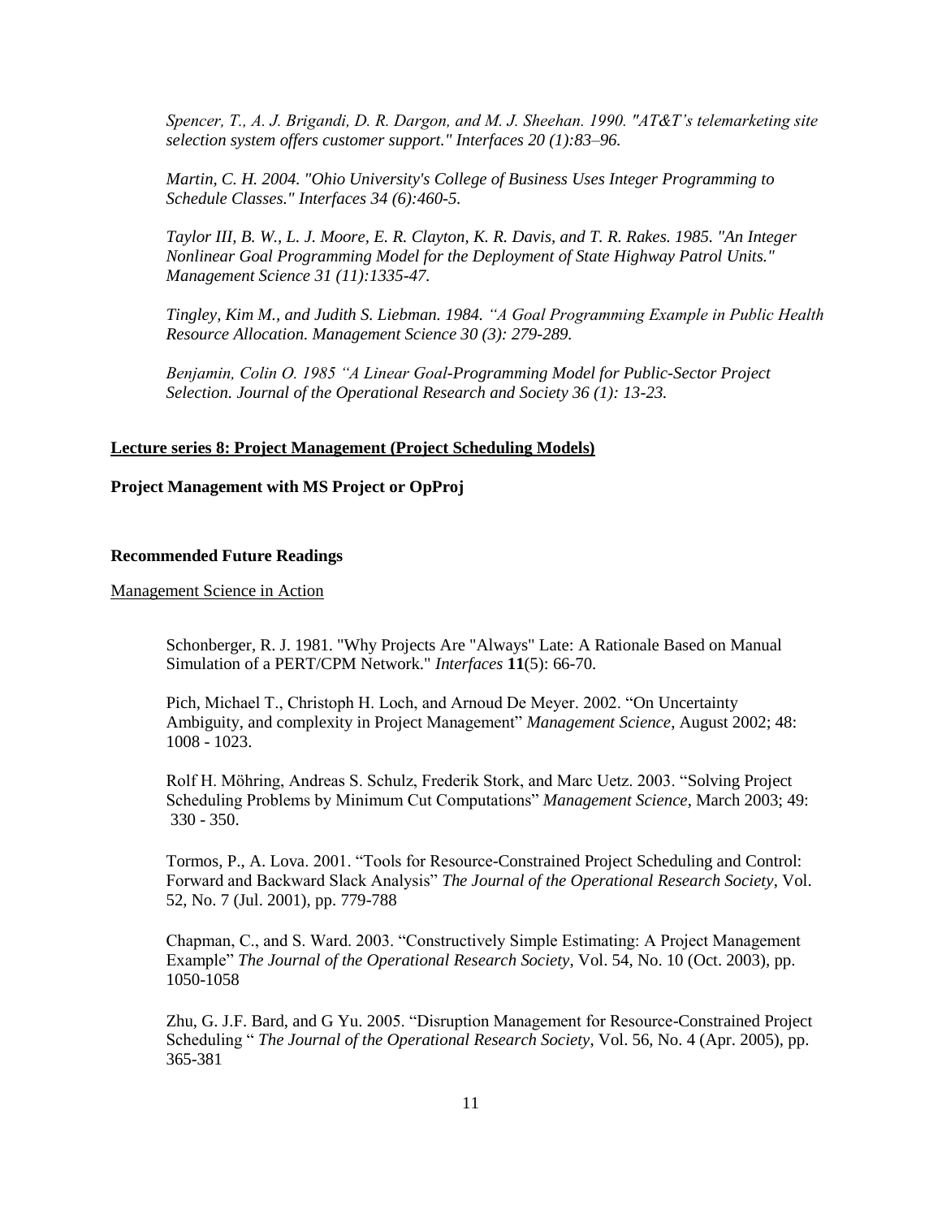*Spencer, T., A. J. Brigandi, D. R. Dargon, and M. J. Sheehan. 1990. "AT&T's telemarketing site selection system offers customer support." Interfaces 20 (1):83–96.*

*Martin, C. H. 2004. "Ohio University's College of Business Uses Integer Programming to Schedule Classes." Interfaces 34 (6):460-5.*

*Taylor III, B. W., L. J. Moore, E. R. Clayton, K. R. Davis, and T. R. Rakes. 1985. "An Integer Nonlinear Goal Programming Model for the Deployment of State Highway Patrol Units." Management Science 31 (11):1335-47.*

*Tingley, Kim M., and Judith S. Liebman. 1984. "A Goal Programming Example in Public Health Resource Allocation. Management Science 30 (3): 279-289.*

*Benjamin, Colin O. 1985 "A Linear Goal-Programming Model for Public-Sector Project Selection. Journal of the Operational Research and Society 36 (1): 13-23.*

**Lecture series 8: Project Management (Project Scheduling Models)**

**Project Management with MS Project or OpProj**

**Recommended Future Readings**

Management Science in Action

Schonberger, R. J. 1981. "Why Projects Are "Always" Late: A Rationale Based on Manual Simulation of a PERT/CPM Network." *Interfaces* **11**(5): 66-70.

Pich, Michael T., Christoph H. Loch, and Arnoud De Meyer. 2002. "On Uncertainty Ambiguity, and complexity in Project Management" *Management Science*, August 2002; 48: 1008 - 1023.

Rolf H. Möhring, Andreas S. Schulz, Frederik Stork, and Marc Uetz. 2003. "Solving Project Scheduling Problems by Minimum Cut Computations" *Management Science*, March 2003; 49: 330 - 350.

Tormos, P., A. Lova. 2001. "Tools for Resource-Constrained Project Scheduling and Control: Forward and Backward Slack Analysis" *The Journal of the Operational Research Society*, Vol. 52, No. 7 (Jul. 2001), pp. 779-788

Chapman, C., and S. Ward. 2003. "Constructively Simple Estimating: A Project Management Example" *The Journal of the Operational Research Society*, Vol. 54, No. 10 (Oct. 2003), pp. 1050-1058

Zhu, G. J.F. Bard, and G Yu. 2005. "Disruption Management for Resource-Constrained Project Scheduling " *The Journal of the Operational Research Society*, Vol. 56, No. 4 (Apr. 2005), pp. 365-381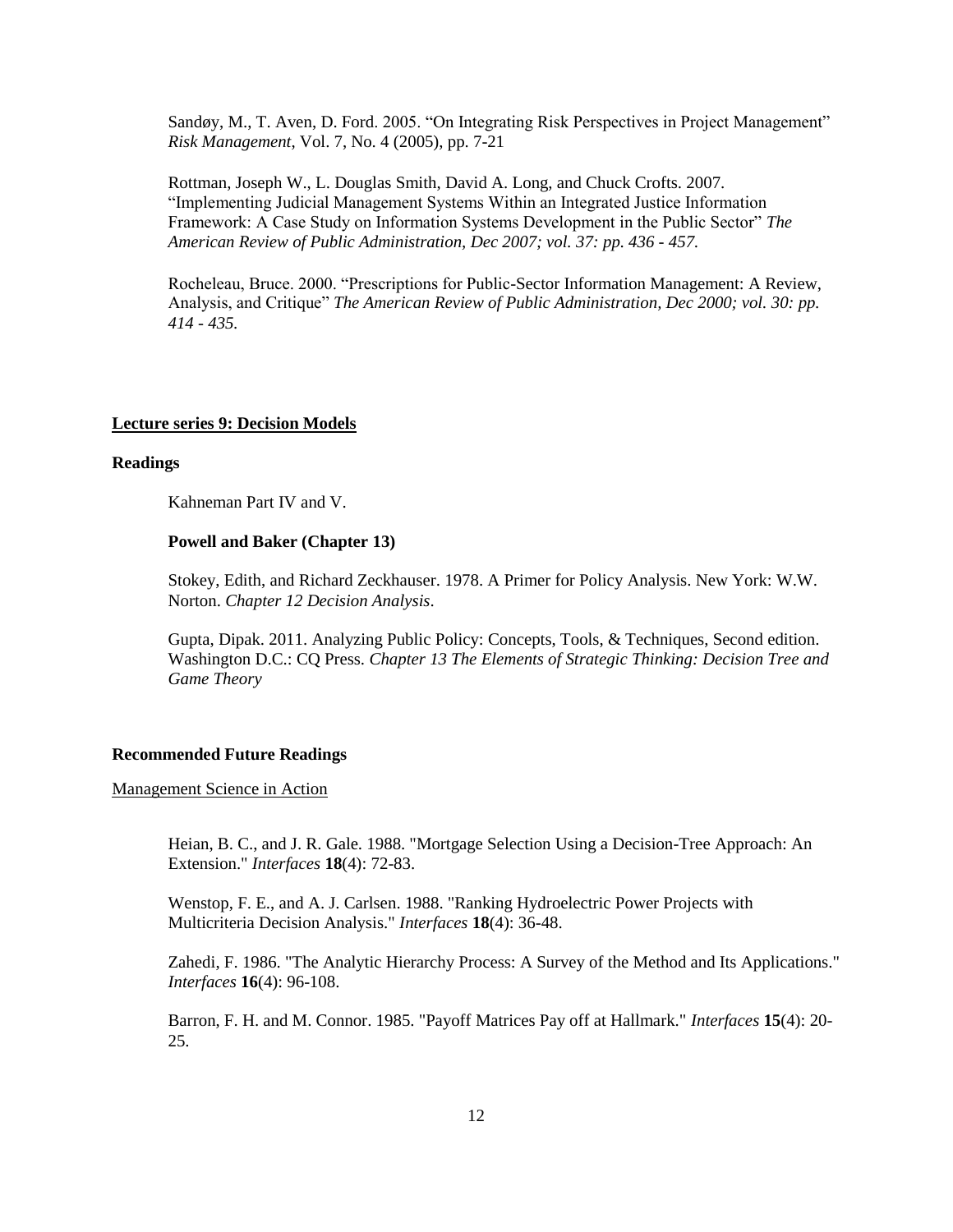Sandøy, M., T. Aven, D. Ford. 2005. "On Integrating Risk Perspectives in Project Management" *Risk Management*, Vol. 7, No. 4 (2005), pp. 7-21

Rottman, Joseph W., L. Douglas Smith, David A. Long, and Chuck Crofts. 2007. "Implementing Judicial Management Systems Within an Integrated Justice Information Framework: A Case Study on Information Systems Development in the Public Sector" *The American Review of Public Administration, Dec 2007; vol. 37: pp. 436 - 457.*

Rocheleau, Bruce. 2000. "Prescriptions for Public-Sector Information Management: A Review, Analysis, and Critique" *The American Review of Public Administration, Dec 2000; vol. 30: pp. 414 - 435.*

## Lecture series 9: Decision Models

### Readings

Kahneman Part IV and V.

**Powell and Baker (Chapter 13)**

Stokey, Edith, and Richard Zeckhauser. 1978. A Primer for Policy Analysis. New York: W.W. Norton. *Chapter 12 Decision Analysis*.

Gupta, Dipak. 2011. Analyzing Public Policy: Concepts, Tools, & Techniques, Second edition. Washington D.C.: CQ Press. *Chapter 13 The Elements of Strategic Thinking: Decision Tree and Game Theory*

### Recommended Future Readings

Management Science in Action

Heian, B. C., and J. R. Gale. 1988. "Mortgage Selection Using a Decision-Tree Approach: An Extension." *Interfaces* **18**(4): 72-83.

Wenstop, F. E., and A. J. Carlsen. 1988. "Ranking Hydroelectric Power Projects with Multicriteria Decision Analysis." *Interfaces* **18**(4): 36-48.

Zahedi, F. 1986. "The Analytic Hierarchy Process: A Survey of the Method and Its Applications." *Interfaces* **16**(4): 96-108.

Barron, F. H. and M. Connor. 1985. "Payoff Matrices Pay off at Hallmark." *Interfaces* **15**(4): 20-25.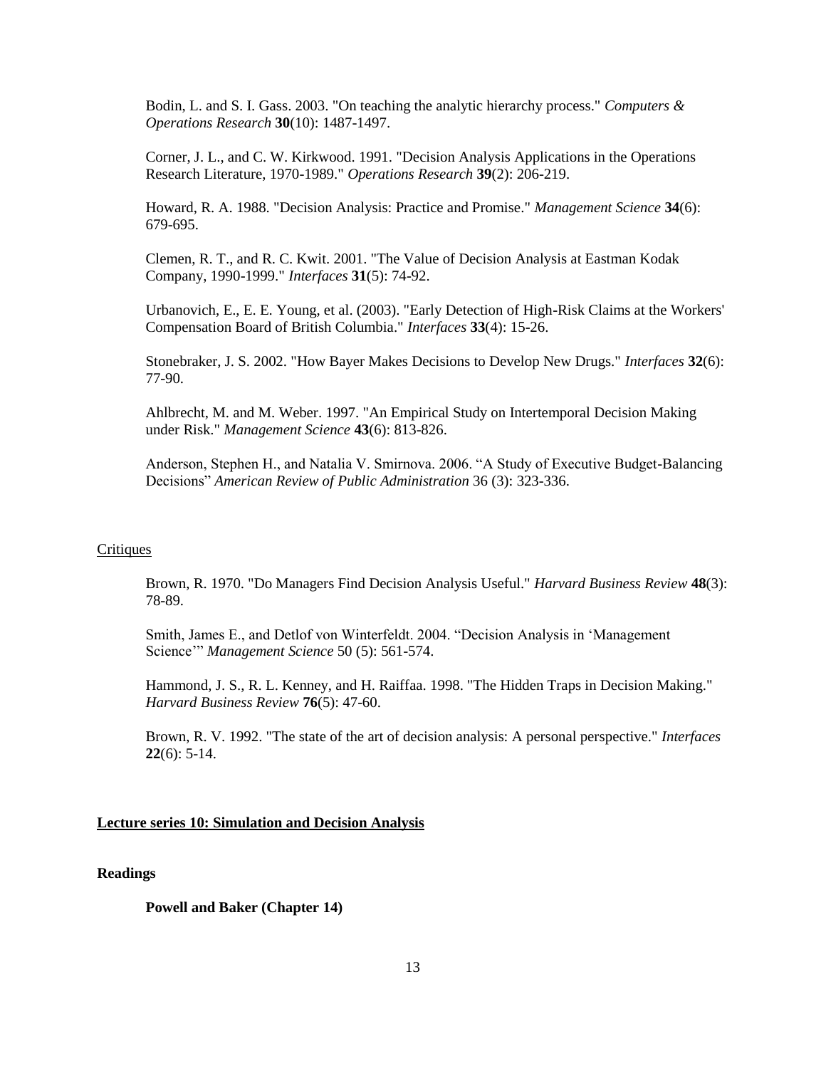Bodin, L. and S. I. Gass. 2003. "On teaching the analytic hierarchy process." *Computers & Operations Research* **30**(10): 1487-1497.

Corner, J. L., and C. W. Kirkwood. 1991. "Decision Analysis Applications in the Operations Research Literature, 1970-1989." *Operations Research* **39**(2): 206-219.

Howard, R. A. 1988. "Decision Analysis: Practice and Promise." *Management Science* **34**(6): 679-695.

Clemen, R. T., and R. C. Kwit. 2001. "The Value of Decision Analysis at Eastman Kodak Company, 1990-1999." *Interfaces* **31**(5): 74-92.

Urbanovich, E., E. E. Young, et al. (2003). "Early Detection of High-Risk Claims at the Workers' Compensation Board of British Columbia." *Interfaces* **33**(4): 15-26.

Stonebraker, J. S. 2002. "How Bayer Makes Decisions to Develop New Drugs." *Interfaces* **32**(6): 77-90.

Ahlbrecht, M. and M. Weber. 1997. "An Empirical Study on Intertemporal Decision Making under Risk." *Management Science* **43**(6): 813-826.

Anderson, Stephen H., and Natalia V. Smirnova. 2006. "A Study of Executive Budget-Balancing Decisions" *American Review of Public Administration* 36 (3): 323-336.

Critiques

Brown, R. 1970. "Do Managers Find Decision Analysis Useful." *Harvard Business Review* **48**(3): 78-89.

Smith, James E., and Detlof von Winterfeldt. 2004. "Decision Analysis in 'Management Science'" *Management Science* 50 (5): 561-574.

Hammond, J. S., R. L. Kenney, and H. Raiffaa. 1998. "The Hidden Traps in Decision Making." *Harvard Business Review* **76**(5): 47-60.

Brown, R. V. 1992. "The state of the art of decision analysis: A personal perspective." *Interfaces* **22**(6): 5-14.

**Lecture series 10: Simulation and Decision Analysis**

**Readings**

**Powell and Baker (Chapter 14)**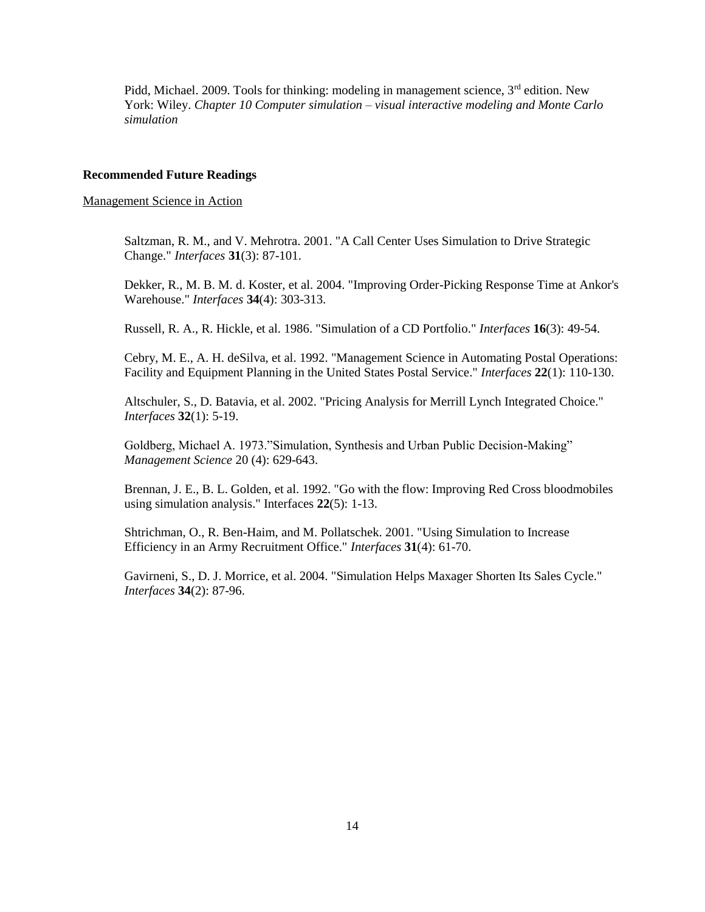Pidd, Michael. 2009. Tools for thinking: modeling in management science, 3rd edition. New York: Wiley. *Chapter 10 Computer simulation – visual interactive modeling and Monte Carlo simulation*

**Recommended Future Readings**

<u>Management Science in Action</u>

Saltzman, R. M., and V. Mehrotra. 2001. "A Call Center Uses Simulation to Drive Strategic Change." *Interfaces* **31**(3): 87-101.

Dekker, R., M. B. M. d. Koster, et al. 2004. "Improving Order-Picking Response Time at Ankor's Warehouse." *Interfaces* **34**(4): 303-313.

Russell, R. A., R. Hickle, et al. 1986. "Simulation of a CD Portfolio." *Interfaces* **16**(3): 49-54.

Cebry, M. E., A. H. deSilva, et al. 1992. "Management Science in Automating Postal Operations: Facility and Equipment Planning in the United States Postal Service." *Interfaces* **22**(1): 110-130.

Altschuler, S., D. Batavia, et al. 2002. "Pricing Analysis for Merrill Lynch Integrated Choice." *Interfaces* **32**(1): 5-19.

Goldberg, Michael A. 1973."Simulation, Synthesis and Urban Public Decision-Making" *Management Science* 20 (4): 629-643.

Brennan, J. E., B. L. Golden, et al. 1992. "Go with the flow: Improving Red Cross bloodmobiles using simulation analysis." Interfaces **22**(5): 1-13.

Shtrichman, O., R. Ben-Haim, and M. Pollatschek. 2001. "Using Simulation to Increase Efficiency in an Army Recruitment Office." *Interfaces* **31**(4): 61-70.

Gavirneni, S., D. J. Morrice, et al. 2004. "Simulation Helps Maxager Shorten Its Sales Cycle." *Interfaces* **34**(2): 87-96.